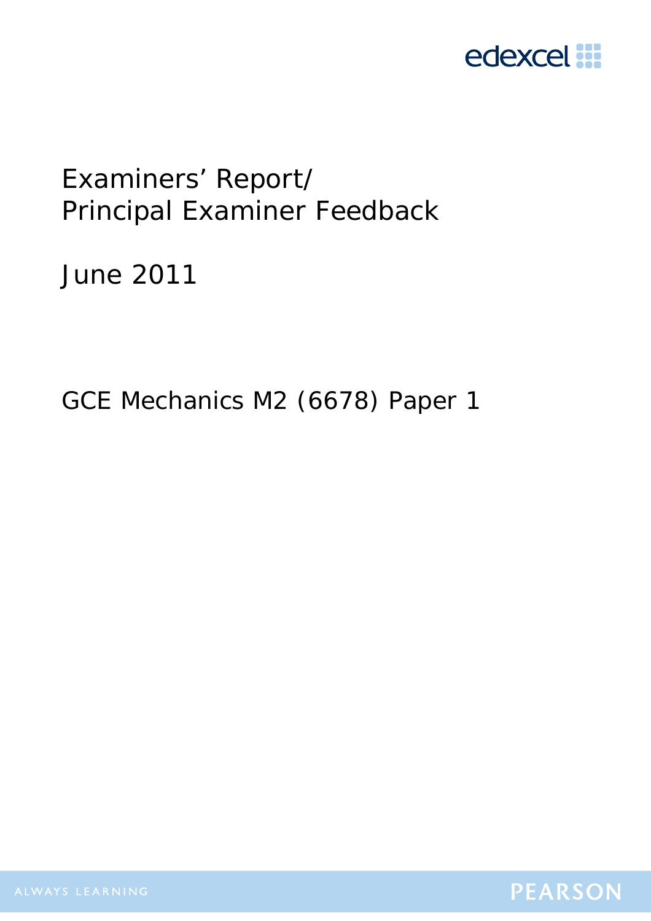# Examiners' Report/ Principal Examiner Feedback

## June 2011

### GCE Mechanics M2 (6678) Paper 1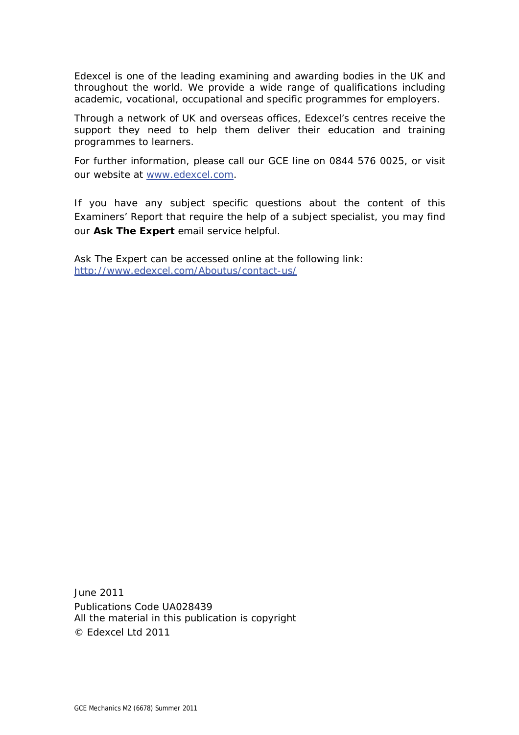Edexcel is one of the leading examining and awarding bodies in the UK and throughout the world. We provide a wide range of qualifications including academic, vocational, occupational and specific programmes for employers.

Through a network of UK and overseas offices, Edexcel's centres receive the support they need to help them deliver their education and training programmes to learners.

For further information, please call our GCE line on 0844 576 0025, or visit our website at www.edexcel.com.

If you have any subject specific questions about the content of this Examiners' Report that require the help of a subject specialist, you may find our **Ask The Expert** email service helpful.

Ask The Expert can be accessed online at the following link:
http://www.edexcel.com/Aboutus/contact-us/

June 2011
Publications Code UA028439
All the material in this publication is copyright
© Edexcel Ltd 2011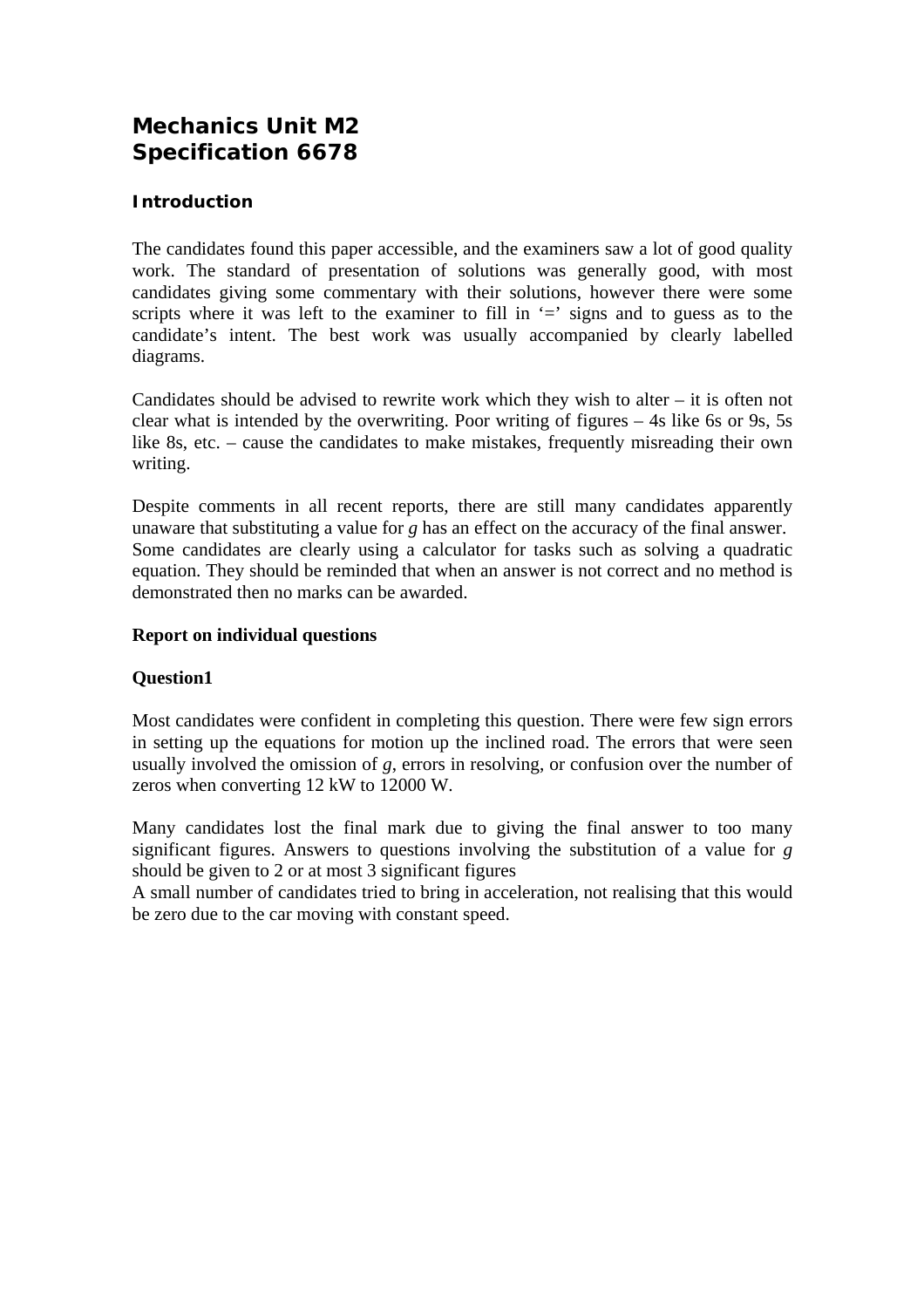# Mechanics Unit M2
# Specification 6678

### Introduction

The candidates found this paper accessible, and the examiners saw a lot of good quality work. The standard of presentation of solutions was generally good, with most candidates giving some commentary with their solutions, however there were some scripts where it was left to the examiner to fill in '=' signs and to guess as to the candidate's intent. The best work was usually accompanied by clearly labelled diagrams.

Candidates should be advised to rewrite work which they wish to alter – it is often not clear what is intended by the overwriting. Poor writing of figures – 4s like 6s or 9s, 5s like 8s, etc. – cause the candidates to make mistakes, frequently misreading their own writing.

Despite comments in all recent reports, there are still many candidates apparently unaware that substituting a value for $g$ has an effect on the accuracy of the final answer. Some candidates are clearly using a calculator for tasks such as solving a quadratic equation. They should be reminded that when an answer is not correct and no method is demonstrated then no marks can be awarded.

### Report on individual questions

### Question1

Most candidates were confident in completing this question. There were few sign errors in setting up the equations for motion up the inclined road. The errors that were seen usually involved the omission of $g$, errors in resolving, or confusion over the number of zeros when converting 12 kW to 12000 W.

Many candidates lost the final mark due to giving the final answer to too many significant figures. Answers to questions involving the substitution of a value for $g$ should be given to 2 or at most 3 significant figures
A small number of candidates tried to bring in acceleration, not realising that this would be zero due to the car moving with constant speed.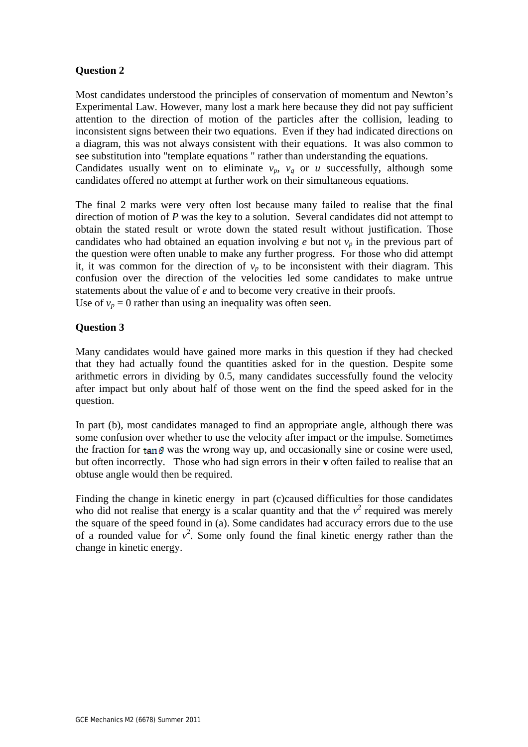## Question 2

Most candidates understood the principles of conservation of momentum and Newton's Experimental Law. However, many lost a mark here because they did not pay sufficient attention to the direction of motion of the particles after the collision, leading to inconsistent signs between their two equations. Even if they had indicated directions on a diagram, this was not always consistent with their equations. It was also common to see substitution into "template equations " rather than understanding the equations. Candidates usually went on to eliminate $v_p$, $v_q$ or $u$ successfully, although some candidates offered no attempt at further work on their simultaneous equations.

The final 2 marks were very often lost because many failed to realise that the final direction of motion of $P$ was the key to a solution. Several candidates did not attempt to obtain the stated result or wrote down the stated result without justification. Those candidates who had obtained an equation involving $e$ but not $v_p$ in the previous part of the question were often unable to make any further progress. For those who did attempt it, it was common for the direction of $v_p$ to be inconsistent with their diagram. This confusion over the direction of the velocities led some candidates to make untrue statements about the value of $e$ and to become very creative in their proofs. Use of $v_p = 0$ rather than using an inequality was often seen.

## Question 3

Many candidates would have gained more marks in this question if they had checked that they had actually found the quantities asked for in the question. Despite some arithmetic errors in dividing by 0.5, many candidates successfully found the velocity after impact but only about half of those went on the find the speed asked for in the question.

In part (b), most candidates managed to find an appropriate angle, although there was some confusion over whether to use the velocity after impact or the impulse. Sometimes the fraction for $\tan\theta$ was the wrong way up, and occasionally sine or cosine were used, but often incorrectly. Those who had sign errors in their **v** often failed to realise that an obtuse angle would then be required.

Finding the change in kinetic energy in part (c)caused difficulties for those candidates who did not realise that energy is a scalar quantity and that the $v^2$ required was merely the square of the speed found in (a). Some candidates had accuracy errors due to the use of a rounded value for $v^2$. Some only found the final kinetic energy rather than the change in kinetic energy.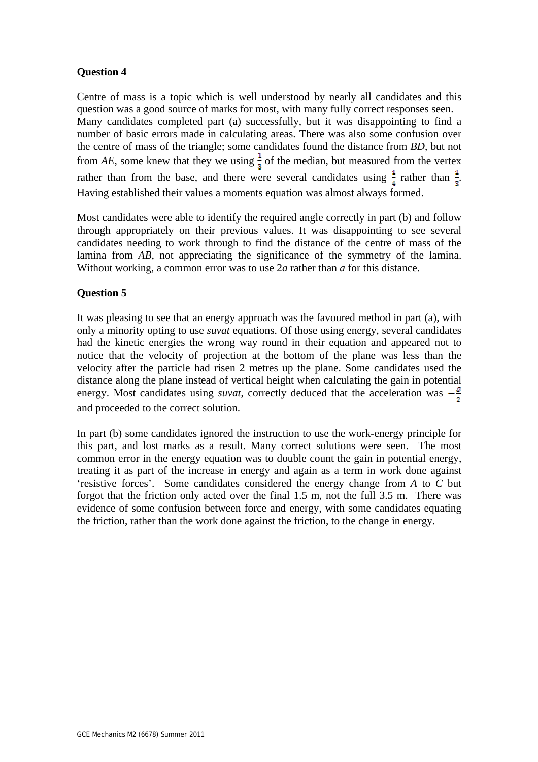**Question 4**

Centre of mass is a topic which is well understood by nearly all candidates and this question was a good source of marks for most, with many fully correct responses seen. Many candidates completed part (a) successfully, but it was disappointing to find a number of basic errors made in calculating areas. There was also some confusion over the centre of mass of the triangle; some candidates found the distance from *BD*, but not from *AE*, some knew that they we using $\frac{1}{3}$ of the median, but measured from the vertex rather than from the base, and there were several candidates using $\frac{1}{4}$ rather than $\frac{1}{3}$. Having established their values a moments equation was almost always formed.

Most candidates were able to identify the required angle correctly in part (b) and follow through appropriately on their previous values. It was disappointing to see several candidates needing to work through to find the distance of the centre of mass of the lamina from *AB*, not appreciating the significance of the symmetry of the lamina. Without working, a common error was to use $2a$ rather than $a$ for this distance.

**Question 5**

It was pleasing to see that an energy approach was the favoured method in part (a), with only a minority opting to use *suvat* equations. Of those using energy, several candidates had the kinetic energies the wrong way round in their equation and appeared not to notice that the velocity of projection at the bottom of the plane was less than the velocity after the particle had risen 2 metres up the plane. Some candidates used the distance along the plane instead of vertical height when calculating the gain in potential energy. Most candidates using *suvat*, correctly deduced that the acceleration was $-\frac{g}{2}$ and proceeded to the correct solution.

In part (b) some candidates ignored the instruction to use the work-energy principle for this part, and lost marks as a result. Many correct solutions were seen. The most common error in the energy equation was to double count the gain in potential energy, treating it as part of the increase in energy and again as a term in work done against 'resistive forces'. Some candidates considered the energy change from *A* to *C* but forgot that the friction only acted over the final 1.5 m, not the full 3.5 m. There was evidence of some confusion between force and energy, with some candidates equating the friction, rather than the work done against the friction, to the change in energy.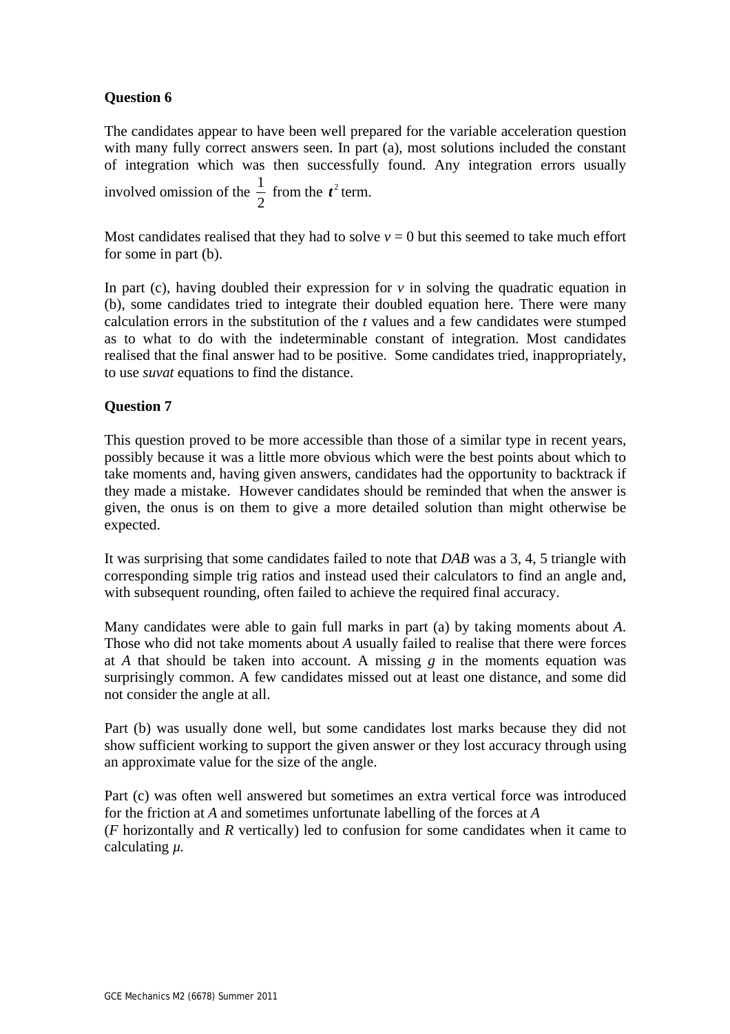**Question 6**

The candidates appear to have been well prepared for the variable acceleration question with many fully correct answers seen. In part (a), most solutions included the constant of integration which was then successfully found. Any integration errors usually involved omission of the $\frac{1}{2}$ from the $t^2$ term.

Most candidates realised that they had to solve $v = 0$ but this seemed to take much effort for some in part (b).

In part (c), having doubled their expression for $v$ in solving the quadratic equation in (b), some candidates tried to integrate their doubled equation here. There were many calculation errors in the substitution of the $t$ values and a few candidates were stumped as to what to do with the indeterminable constant of integration. Most candidates realised that the final answer had to be positive. Some candidates tried, inappropriately, to use *suvat* equations to find the distance.

**Question 7**

This question proved to be more accessible than those of a similar type in recent years, possibly because it was a little more obvious which were the best points about which to take moments and, having given answers, candidates had the opportunity to backtrack if they made a mistake. However candidates should be reminded that when the answer is given, the onus is on them to give a more detailed solution than might otherwise be expected.

It was surprising that some candidates failed to note that *DAB* was a 3, 4, 5 triangle with corresponding simple trig ratios and instead used their calculators to find an angle and, with subsequent rounding, often failed to achieve the required final accuracy.

Many candidates were able to gain full marks in part (a) by taking moments about *A*. Those who did not take moments about *A* usually failed to realise that there were forces at *A* that should be taken into account. A missing $g$ in the moments equation was surprisingly common. A few candidates missed out at least one distance, and some did not consider the angle at all.

Part (b) was usually done well, but some candidates lost marks because they did not show sufficient working to support the given answer or they lost accuracy through using an approximate value for the size of the angle.

Part (c) was often well answered but sometimes an extra vertical force was introduced for the friction at *A* and sometimes unfortunate labelling of the forces at *A* (*F* horizontally and *R* vertically) led to confusion for some candidates when it came to calculating $\mu$.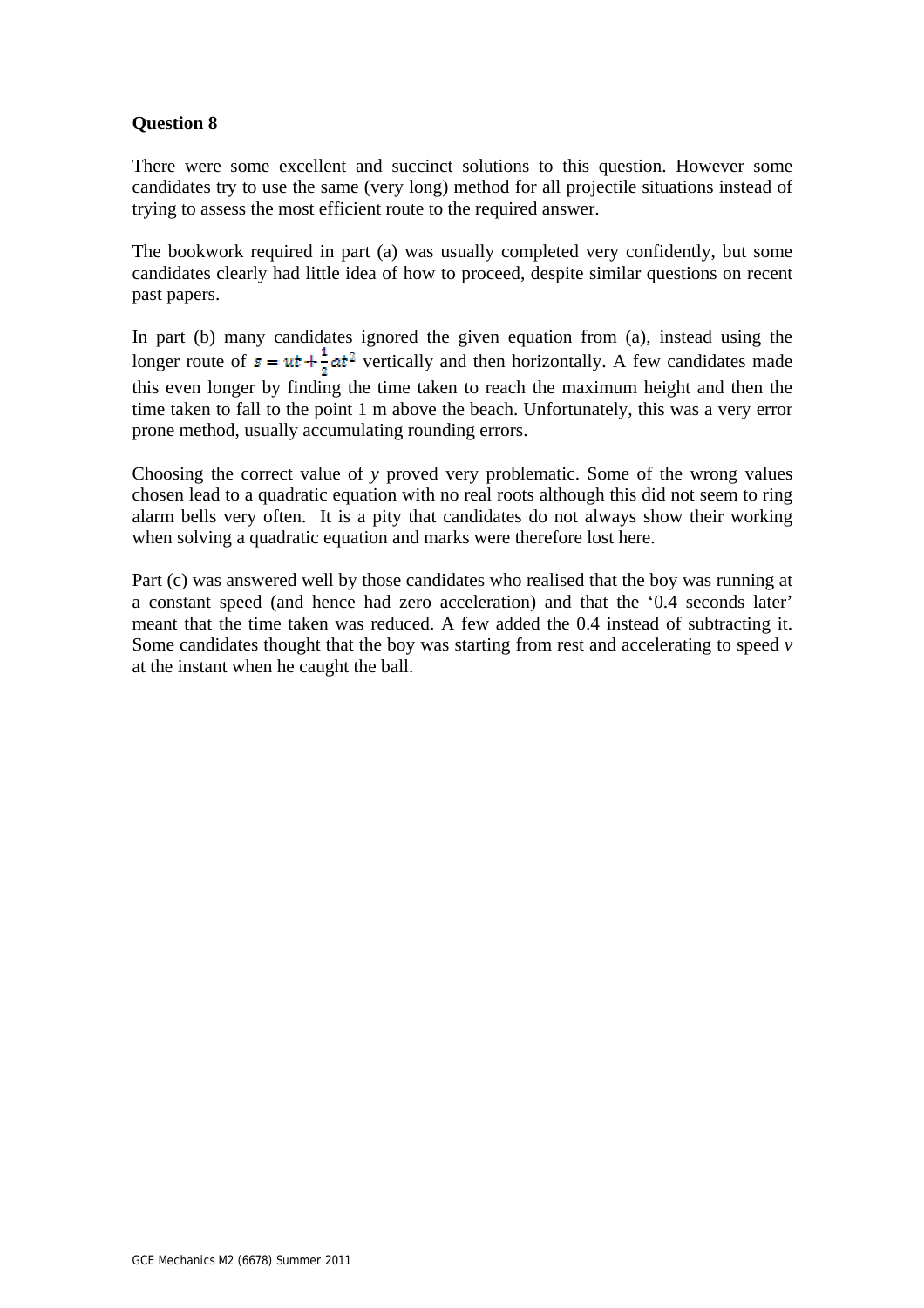**Question 8**

There were some excellent and succinct solutions to this question. However some candidates try to use the same (very long) method for all projectile situations instead of trying to assess the most efficient route to the required answer.

The bookwork required in part (a) was usually completed very confidently, but some candidates clearly had little idea of how to proceed, despite similar questions on recent past papers.

In part (b) many candidates ignored the given equation from (a), instead using the longer route of $s = ut + \frac{1}{2}at^2$ vertically and then horizontally. A few candidates made this even longer by finding the time taken to reach the maximum height and then the time taken to fall to the point 1 m above the beach. Unfortunately, this was a very error prone method, usually accumulating rounding errors.

Choosing the correct value of $y$ proved very problematic. Some of the wrong values chosen lead to a quadratic equation with no real roots although this did not seem to ring alarm bells very often. It is a pity that candidates do not always show their working when solving a quadratic equation and marks were therefore lost here.

Part (c) was answered well by those candidates who realised that the boy was running at a constant speed (and hence had zero acceleration) and that the '0.4 seconds later' meant that the time taken was reduced. A few added the 0.4 instead of subtracting it. Some candidates thought that the boy was starting from rest and accelerating to speed $v$ at the instant when he caught the ball.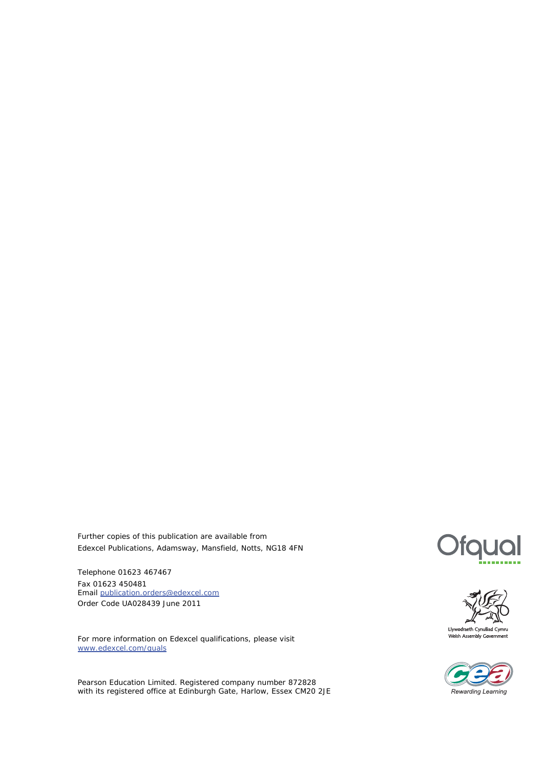Further copies of this publication are available from
Edexcel Publications, Adamsway, Mansfield, Notts, NG18 4FN

Telephone 01623 467467
Fax 01623 450481
Email publication.orders@edexcel.com
Order Code UA028439 June 2011

For more information on Edexcel qualifications, please visit
www.edexcel.com/quals

Pearson Education Limited. Registered company number 872828
with its registered office at Edinburgh Gate, Harlow, Essex CM20 2JE

Ofqual

Llywodraeth Cynulliad Cymru
Welsh Assembly Government

cea
Rewarding Learning